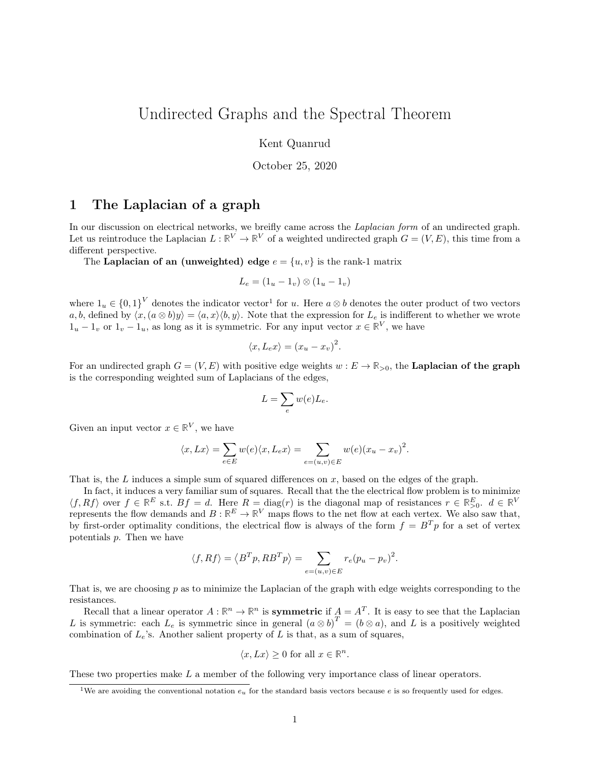# Undirected Graphs and the Spectral Theorem

Kent Quanrud

October 25, 2020

## 1 The Laplacian of a graph

In our discussion on electrical networks, we breifly came across the *Laplacian form* of an undirected graph. Let us reintroduce the Laplacian $L : \mathbb{R}^V \to \mathbb{R}^V$ of a weighted undirected graph $G = (V, E)$, this time from a different perspective.

The **Laplacian of an (unweighted) edge** $e = \{u, v\}$ is the rank-1 matrix

$$L_e = (1_u - 1_v) \otimes (1_u - 1_v)$$

where $1_u \in \{0, 1\}^V$ denotes the indicator vector[1] for $u$. Here $a \otimes b$ denotes the outer product of two vectors $a, b$, defined by $\langle x, (a \otimes b)y \rangle = \langle a, x \rangle \langle b, y \rangle$. Note that the expression for $L_e$ is indifferent to whether we wrote $1_u - 1_v$ or $1_v - 1_u$, as long as it is symmetric. For any input vector $x \in \mathbb{R}^V$, we have

$$\langle x, L_e x \rangle = (x_u - x_v)^2.$$

For an undirected graph $G = (V, E)$ with positive edge weights $w : E \to \mathbb{R}_{>0}$, the **Laplacian of the graph** is the corresponding weighted sum of Laplacians of the edges,

$$L = \sum_e w(e) L_e.$$

Given an input vector $x \in \mathbb{R}^V$, we have

$$\langle x, Lx \rangle = \sum_{e \in E} w(e) \langle x, L_e x \rangle = \sum_{e=(u,v) \in E} w(e)(x_u - x_v)^2.$$

That is, the $L$ induces a simple sum of squared differences on $x$, based on the edges of the graph.

In fact, it induces a very familiar sum of squares. Recall that the the electrical flow problem is to minimize $\langle f, Rf \rangle$ over $f \in \mathbb{R}^E$ s.t. $Bf = d$. Here $R = \text{diag}(r)$ is the diagonal map of resistances $r \in \mathbb{R}^E_{>0}$. $d \in \mathbb{R}^V$ represents the flow demands and $B : \mathbb{R}^E \to \mathbb{R}^V$ maps flows to the net flow at each vertex. We also saw that, by first-order optimality conditions, the electrical flow is always of the form $f = B^T p$ for a set of vertex potentials $p$. Then we have

$$\langle f, Rf \rangle = \langle B^T p, RB^T p \rangle = \sum_{e=(u,v) \in E} r_e (p_u - p_v)^2.$$

That is, we are choosing $p$ as to minimize the Laplacian of the graph with edge weights corresponding to the resistances.

Recall that a linear operator $A : \mathbb{R}^n \to \mathbb{R}^n$ is **symmetric** if $A = A^T$. It is easy to see that the Laplacian $L$ is symmetric: each $L_e$ is symmetric since in general $(a \otimes b)^T = (b \otimes a)$, and $L$ is a positively weighted combination of $L_e$'s. Another salient property of $L$ is that, as a sum of squares,

$$\langle x, Lx \rangle \geq 0 \text{ for all } x \in \mathbb{R}^n.$$

These two properties make $L$ a member of the following very importance class of linear operators.

[1] We are avoiding the conventional notation $e_u$ for the standard basis vectors because $e$ is so frequently used for edges.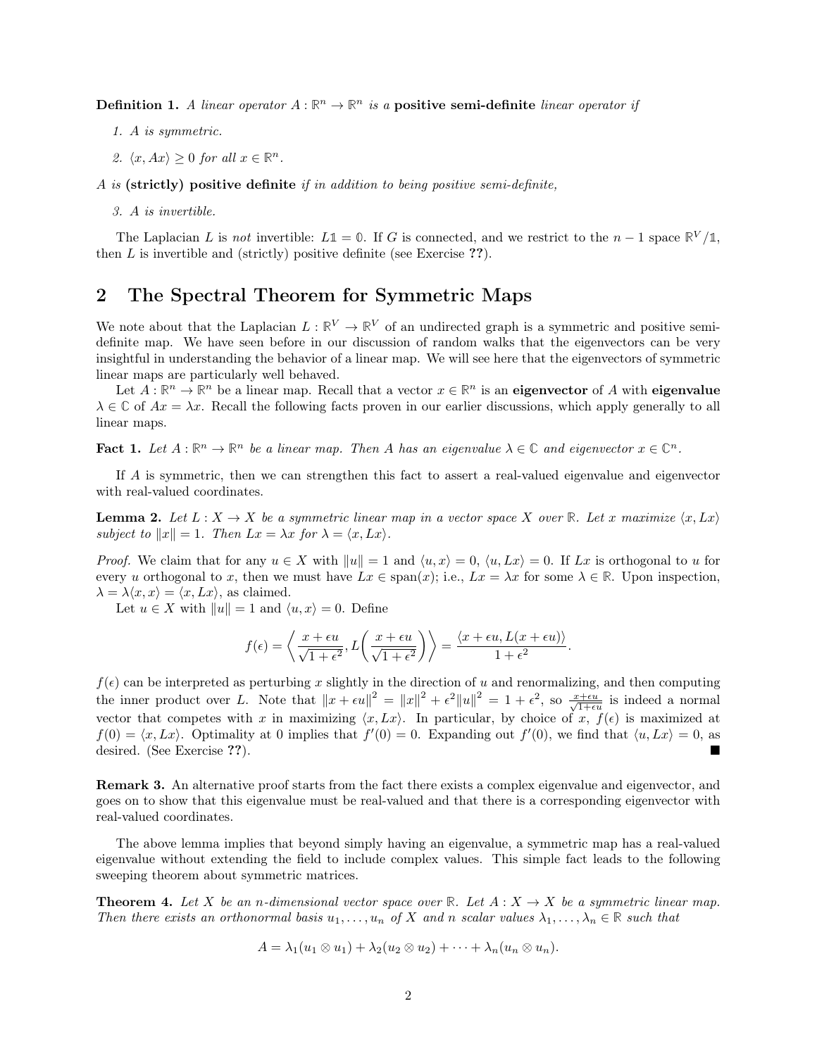**Definition 1.** *A linear operator $A : \mathbb{R}^n \to \mathbb{R}^n$ is a* **positive semi-definite** *linear operator if*

1. *A is symmetric.*
2. *$\langle x, Ax \rangle \geq 0$ for all $x \in \mathbb{R}^n$.*

*A is* **(strictly) positive definite** *if in addition to being positive semi-definite,*

3. *A is invertible.*

The Laplacian $L$ is *not* invertible: $L\mathbb{1} = \mathbb{0}$. If $G$ is connected, and we restrict to the $n-1$ space $\mathbb{R}^V/\mathbb{1}$, then $L$ is invertible and (strictly) positive definite (see Exercise **??**).

## 2 The Spectral Theorem for Symmetric Maps

We note about that the Laplacian $L : \mathbb{R}^V \to \mathbb{R}^V$ of an undirected graph is a symmetric and positive semi-definite map. We have seen before in our discussion of random walks that the eigenvectors can be very insightful in understanding the behavior of a linear map. We will see here that the eigenvectors of symmetric linear maps are particularly well behaved.

Let $A : \mathbb{R}^n \to \mathbb{R}^n$ be a linear map. Recall that a vector $x \in \mathbb{R}^n$ is an **eigenvector** of $A$ with **eigenvalue** $\lambda \in \mathbb{C}$ of $Ax = \lambda x$. Recall the following facts proven in our earlier discussions, which apply generally to all linear maps.

**Fact 1.** *Let $A : \mathbb{R}^n \to \mathbb{R}^n$ be a linear map. Then $A$ has an eigenvalue $\lambda \in \mathbb{C}$ and eigenvector $x \in \mathbb{C}^n$.*

If $A$ is symmetric, then we can strengthen this fact to assert a real-valued eigenvalue and eigenvector with real-valued coordinates.

**Lemma 2.** *Let $L : X \to X$ be a symmetric linear map in a vector space $X$ over $\mathbb{R}$. Let $x$ maximize $\langle x, Lx \rangle$ subject to $\|x\| = 1$. Then $Lx = \lambda x$ for $\lambda = \langle x, Lx \rangle$.*

*Proof.* We claim that for any $u \in X$ with $\|u\| = 1$ and $\langle u, x \rangle = 0$, $\langle u, Lx \rangle = 0$. If $Lx$ is orthogonal to $u$ for every $u$ orthogonal to $x$, then we must have $Lx \in \text{span}(x)$; i.e., $Lx = \lambda x$ for some $\lambda \in \mathbb{R}$. Upon inspection, $\lambda = \lambda \langle x, x \rangle = \langle x, Lx \rangle$, as claimed.

Let $u \in X$ with $\|u\| = 1$ and $\langle u, x \rangle = 0$. Define

$$f(\epsilon) = \left\langle \frac{x + \epsilon u}{\sqrt{1 + \epsilon^2}}, L\left( \frac{x + \epsilon u}{\sqrt{1 + \epsilon^2}} \right) \right\rangle = \frac{\langle x + \epsilon u, L(x + \epsilon u) \rangle}{1 + \epsilon^2}.$$

$f(\epsilon)$ can be interpreted as perturbing $x$ slightly in the direction of $u$ and renormalizing, and then computing the inner product over $L$. Note that $\|x + \epsilon u\|^2 = \|x\|^2 + \epsilon^2 \|u\|^2 = 1 + \epsilon^2$, so $\frac{x + \epsilon u}{\sqrt{1 + \epsilon u}}$ is indeed a normal vector that competes with $x$ in maximizing $\langle x, Lx \rangle$. In particular, by choice of $x$, $f(\epsilon)$ is maximized at $f(0) = \langle x, Lx \rangle$. Optimality at 0 implies that $f'(0) = 0$. Expanding out $f'(0)$, we find that $\langle u, Lx \rangle = 0$, as desired. (See Exercise **??**). ∎

**Remark 3.** An alternative proof starts from the fact there exists a complex eigenvalue and eigenvector, and goes on to show that this eigenvalue must be real-valued and that there is a corresponding eigenvector with real-valued coordinates.

The above lemma implies that beyond simply having an eigenvalue, a symmetric map has a real-valued eigenvalue without extending the field to include complex values. This simple fact leads to the following sweeping theorem about symmetric matrices.

**Theorem 4.** *Let $X$ be an $n$-dimensional vector space over $\mathbb{R}$. Let $A : X \to X$ be a symmetric linear map. Then there exists an orthonormal basis $u_1, \dots, u_n$ of $X$ and $n$ scalar values $\lambda_1, \dots, \lambda_n \in \mathbb{R}$ such that*

$$A = \lambda_1 (u_1 \otimes u_1) + \lambda_2 (u_2 \otimes u_2) + \cdots + \lambda_n (u_n \otimes u_n).$$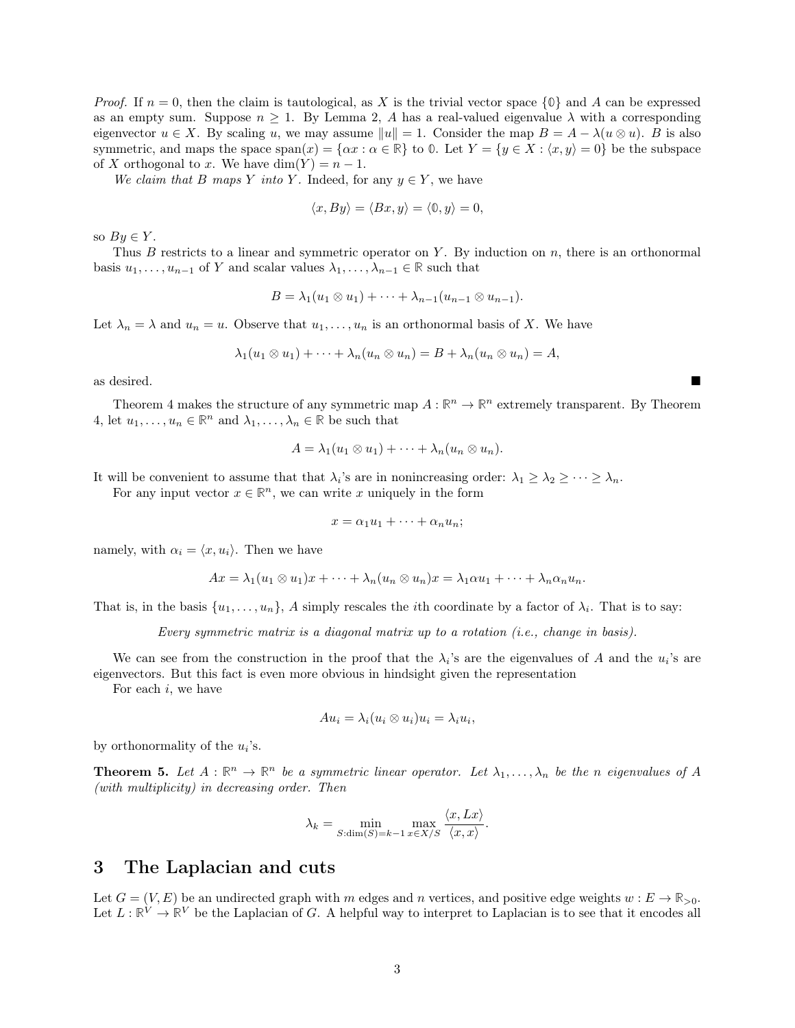*Proof.* If $n = 0$, then the claim is tautological, as $X$ is the trivial vector space $\{\mathbb{0}\}$ and $A$ can be expressed as an empty sum. Suppose $n \geq 1$. By Lemma 2, $A$ has a real-valued eigenvalue $\lambda$ with a corresponding eigenvector $u \in X$. By scaling $u$, we may assume $\|u\| = 1$. Consider the map $B = A - \lambda(u \otimes u)$. $B$ is also symmetric, and maps the space $\text{span}(x) = \{\alpha x : \alpha \in \mathbb{R}\}$ to $\mathbb{0}$. Let $Y = \{y \in X : \langle x, y\rangle = 0\}$ be the subspace of $X$ orthogonal to $x$. We have $\dim(Y) = n - 1$.

*We claim that $B$ maps $Y$ into $Y$.* Indeed, for any $y \in Y$, we have

$$\langle x, By\rangle = \langle Bx, y\rangle = \langle \mathbb{0}, y\rangle = 0,$$

so $By \in Y$.

Thus $B$ restricts to a linear and symmetric operator on $Y$. By induction on $n$, there is an orthonormal basis $u_1, \dots, u_{n-1}$ of $Y$ and scalar values $\lambda_1, \dots, \lambda_{n-1} \in \mathbb{R}$ such that

$$B = \lambda_1(u_1 \otimes u_1) + \cdots + \lambda_{n-1}(u_{n-1} \otimes u_{n-1}).$$

Let $\lambda_n = \lambda$ and $u_n = u$. Observe that $u_1, \dots, u_n$ is an orthonormal basis of $X$. We have

$$\lambda_1(u_1 \otimes u_1) + \cdots + \lambda_n(u_n \otimes u_n) = B + \lambda_n(u_n \otimes u_n) = A,$$

as desired. ■

Theorem 4 makes the structure of any symmetric map $A : \mathbb{R}^n \to \mathbb{R}^n$ extremely transparent. By Theorem 4, let $u_1, \dots, u_n \in \mathbb{R}^n$ and $\lambda_1, \dots, \lambda_n \in \mathbb{R}$ be such that

$$A = \lambda_1(u_1 \otimes u_1) + \cdots + \lambda_n(u_n \otimes u_n).$$

It will be convenient to assume that that $\lambda_i$'s are in nonincreasing order: $\lambda_1 \geq \lambda_2 \geq \cdots \geq \lambda_n$.

For any input vector $x \in \mathbb{R}^n$, we can write $x$ uniquely in the form

$$x = \alpha_1 u_1 + \cdots + \alpha_n u_n;$$

namely, with $\alpha_i = \langle x, u_i\rangle$. Then we have

$$Ax = \lambda_1(u_1 \otimes u_1)x + \cdots + \lambda_n(u_n \otimes u_n)x = \lambda_1 \alpha u_1 + \cdots + \lambda_n \alpha_n u_n.$$

That is, in the basis $\{u_1, \dots, u_n\}$, $A$ simply rescales the $i$th coordinate by a factor of $\lambda_i$. That is to say:

*Every symmetric matrix is a diagonal matrix up to a rotation (i.e., change in basis).*

We can see from the construction in the proof that the $\lambda_i$'s are the eigenvalues of $A$ and the $u_i$'s are eigenvectors. But this fact is even more obvious in hindsight given the representation

For each $i$, we have

$$Au_i = \lambda_i(u_i \otimes u_i)u_i = \lambda_i u_i,$$

by orthonormality of the $u_i$'s.

**Theorem 5.** *Let $A : \mathbb{R}^n \to \mathbb{R}^n$ be a symmetric linear operator. Let $\lambda_1, \dots, \lambda_n$ be the $n$ eigenvalues of $A$ (with multiplicity) in decreasing order. Then*

$$\lambda_k = \min_{S:\dim(S)=k-1} \max_{x \in X/S} \frac{\langle x, Lx\rangle}{\langle x, x\rangle}.$$

## 3 The Laplacian and cuts

Let $G = (V, E)$ be an undirected graph with $m$ edges and $n$ vertices, and positive edge weights $w : E \to \mathbb{R}_{>0}$. Let $L : \mathbb{R}^V \to \mathbb{R}^V$ be the Laplacian of $G$. A helpful way to interpret to Laplacian is to see that it encodes all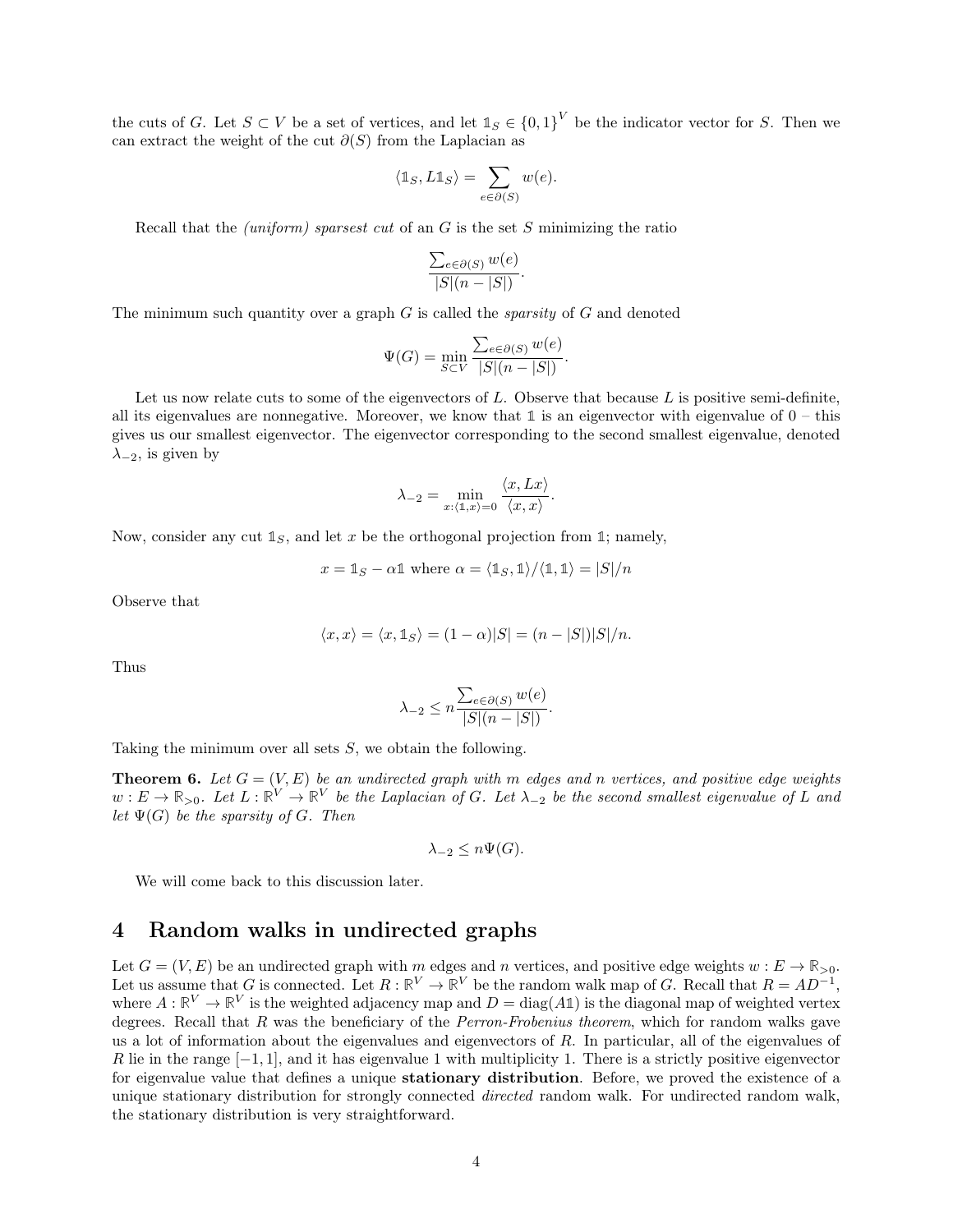the cuts of $G$. Let $S \subset V$ be a set of vertices, and let $\mathbb{1}_S \in \{0,1\}^V$ be the indicator vector for $S$. Then we can extract the weight of the cut $\partial(S)$ from the Laplacian as

$$\langle \mathbb{1}_S, L\mathbb{1}_S \rangle = \sum_{e \in \partial(S)} w(e).$$

Recall that the *(uniform) sparsest cut* of an $G$ is the set $S$ minimizing the ratio

$$\frac{\sum_{e \in \partial(S)} w(e)}{|S|(n - |S|)}.$$

The minimum such quantity over a graph $G$ is called the *sparsity* of $G$ and denoted

$$\Psi(G) = \min_{S \subset V} \frac{\sum_{e \in \partial(S)} w(e)}{|S|(n - |S|)}.$$

Let us now relate cuts to some of the eigenvectors of $L$. Observe that because $L$ is positive semi-definite, all its eigenvalues are nonnegative. Moreover, we know that $\mathbb{1}$ is an eigenvector with eigenvalue of 0 – this gives us our smallest eigenvector. The eigenvector corresponding to the second smallest eigenvalue, denoted $\lambda_{-2}$, is given by

$$\lambda_{-2} = \min_{x : \langle \mathbb{1}, x \rangle = 0} \frac{\langle x, Lx \rangle}{\langle x, x \rangle}.$$

Now, consider any cut $\mathbb{1}_S$, and let $x$ be the orthogonal projection from $\mathbb{1}$; namely,

$$x = \mathbb{1}_S - \alpha \mathbb{1} \text{ where } \alpha = \langle \mathbb{1}_S, \mathbb{1} \rangle / \langle \mathbb{1}, \mathbb{1} \rangle = |S|/n$$

Observe that

$$\langle x, x \rangle = \langle x, \mathbb{1}_S \rangle = (1 - \alpha)|S| = (n - |S|)|S|/n.$$

Thus

$$\lambda_{-2} \leq n \frac{\sum_{e \in \partial(S)} w(e)}{|S|(n - |S|)}.$$

Taking the minimum over all sets $S$, we obtain the following.

**Theorem 6.** *Let $G = (V, E)$ be an undirected graph with $m$ edges and $n$ vertices, and positive edge weights $w : E \to \mathbb{R}_{>0}$. Let $L : \mathbb{R}^V \to \mathbb{R}^V$ be the Laplacian of $G$. Let $\lambda_{-2}$ be the second smallest eigenvalue of $L$ and let $\Psi(G)$ be the sparsity of $G$. Then*

$$\lambda_{-2} \leq n\Psi(G).$$

We will come back to this discussion later.

## 4 Random walks in undirected graphs

Let $G = (V, E)$ be an undirected graph with $m$ edges and $n$ vertices, and positive edge weights $w : E \to \mathbb{R}_{>0}$. Let us assume that $G$ is connected. Let $R : \mathbb{R}^V \to \mathbb{R}^V$ be the random walk map of $G$. Recall that $R = AD^{-1}$, where $A : \mathbb{R}^V \to \mathbb{R}^V$ is the weighted adjacency map and $D = \text{diag}(A\mathbb{1})$ is the diagonal map of weighted vertex degrees. Recall that $R$ was the beneficiary of the *Perron-Frobenius theorem*, which for random walks gave us a lot of information about the eigenvalues and eigenvectors of $R$. In particular, all of the eigenvalues of $R$ lie in the range $[-1, 1]$, and it has eigenvalue 1 with multiplicity 1. There is a strictly positive eigenvector for eigenvalue value that defines a unique **stationary distribution**. Before, we proved the existence of a unique stationary distribution for strongly connected *directed* random walk. For undirected random walk, the stationary distribution is very straightforward.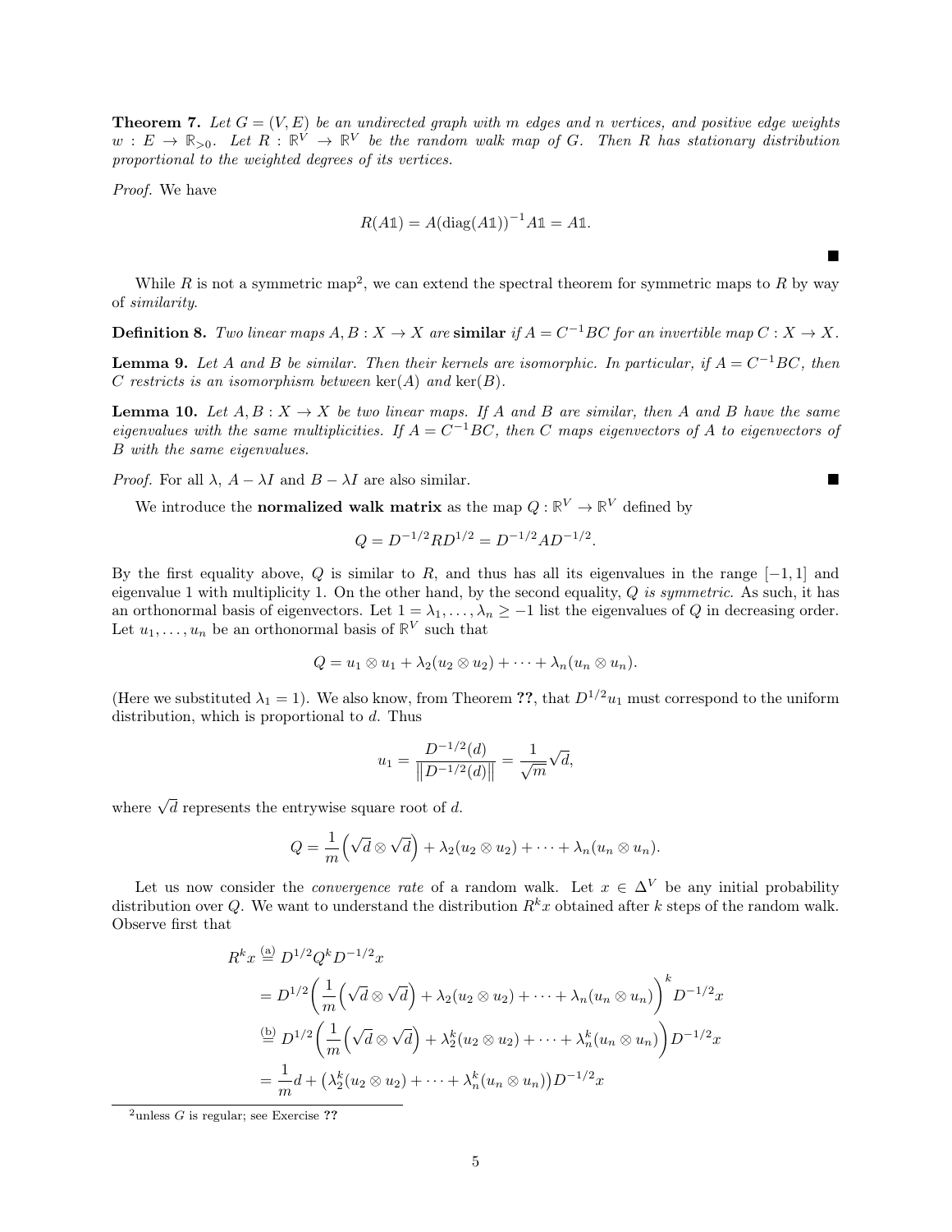**Theorem 7.** *Let $G = (V, E)$ be an undirected graph with $m$ edges and $n$ vertices, and positive edge weights $w : E \to \mathbb{R}_{>0}$. Let $R : \mathbb{R}^V \to \mathbb{R}^V$ be the random walk map of $G$. Then $R$ has stationary distribution proportional to the weighted degrees of its vertices.*

*Proof.* We have

$$R(A\mathbb{1}) = A(\operatorname{diag}(A\mathbb{1}))^{-1}A\mathbb{1} = A\mathbb{1}.$$

■

While $R$ is not a symmetric map[2], we can extend the spectral theorem for symmetric maps to $R$ by way of *similarity*.

**Definition 8.** *Two linear maps $A, B : X \to X$ are* **similar** *if $A = C^{-1}BC$ for an invertible map $C : X \to X$.*

**Lemma 9.** *Let $A$ and $B$ be similar. Then their kernels are isomorphic. In particular, if $A = C^{-1}BC$, then $C$ restricts is an isomorphism between $\ker(A)$ and $\ker(B)$.*

**Lemma 10.** *Let $A, B : X \to X$ be two linear maps. If $A$ and $B$ are similar, then $A$ and $B$ have the same eigenvalues with the same multiplicities. If $A = C^{-1}BC$, then $C$ maps eigenvectors of $A$ to eigenvectors of $B$ with the same eigenvalues.*

*Proof.* For all $\lambda$, $A - \lambda I$ and $B - \lambda I$ are also similar. ■

We introduce the **normalized walk matrix** as the map $Q : \mathbb{R}^V \to \mathbb{R}^V$ defined by

$$Q = D^{-1/2}RD^{1/2} = D^{-1/2}AD^{-1/2}.$$

By the first equality above, $Q$ is similar to $R$, and thus has all its eigenvalues in the range $[-1, 1]$ and eigenvalue 1 with multiplicity 1. On the other hand, by the second equality, $Q$ *is symmetric.* As such, it has an orthonormal basis of eigenvectors. Let $1 = \lambda_1, \dots, \lambda_n \geq -1$ list the eigenvalues of $Q$ in decreasing order. Let $u_1, \dots, u_n$ be an orthonormal basis of $\mathbb{R}^V$ such that

$$Q = u_1 \otimes u_1 + \lambda_2(u_2 \otimes u_2) + \cdots + \lambda_n(u_n \otimes u_n).$$

(Here we substituted $\lambda_1 = 1$). We also know, from Theorem **??**, that $D^{1/2}u_1$ must correspond to the uniform distribution, which is proportional to $d$. Thus

$$u_1 = \frac{D^{-1/2}(d)}{\left\|D^{-1/2}(d)\right\|} = \frac{1}{\sqrt{m}}\sqrt{d},$$

where $\sqrt{d}$ represents the entrywise square root of $d$.

$$Q = \frac{1}{m}\left(\sqrt{d} \otimes \sqrt{d}\right) + \lambda_2(u_2 \otimes u_2) + \cdots + \lambda_n(u_n \otimes u_n).$$

Let us now consider the *convergence rate* of a random walk. Let $x \in \Delta^V$ be any initial probability distribution over $Q$. We want to understand the distribution $R^k x$ obtained after $k$ steps of the random walk. Observe first that

$$\begin{aligned}
R^k x &\overset{\text{(a)}}{=} D^{1/2}Q^k D^{-1/2}x \\
&= D^{1/2}\left(\frac{1}{m}\left(\sqrt{d} \otimes \sqrt{d}\right) + \lambda_2(u_2 \otimes u_2) + \cdots + \lambda_n(u_n \otimes u_n)\right)^k D^{-1/2}x \\
&\overset{\text{(b)}}{=} D^{1/2}\left(\frac{1}{m}\left(\sqrt{d} \otimes \sqrt{d}\right) + \lambda_2^k(u_2 \otimes u_2) + \cdots + \lambda_n^k(u_n \otimes u_n)\right)D^{-1/2}x \\
&= \frac{1}{m}d + \left(\lambda_2^k(u_2 \otimes u_2) + \cdots + \lambda_n^k(u_n \otimes u_n)\right)D^{-1/2}x
\end{aligned}$$

[2] unless $G$ is regular; see Exercise **??**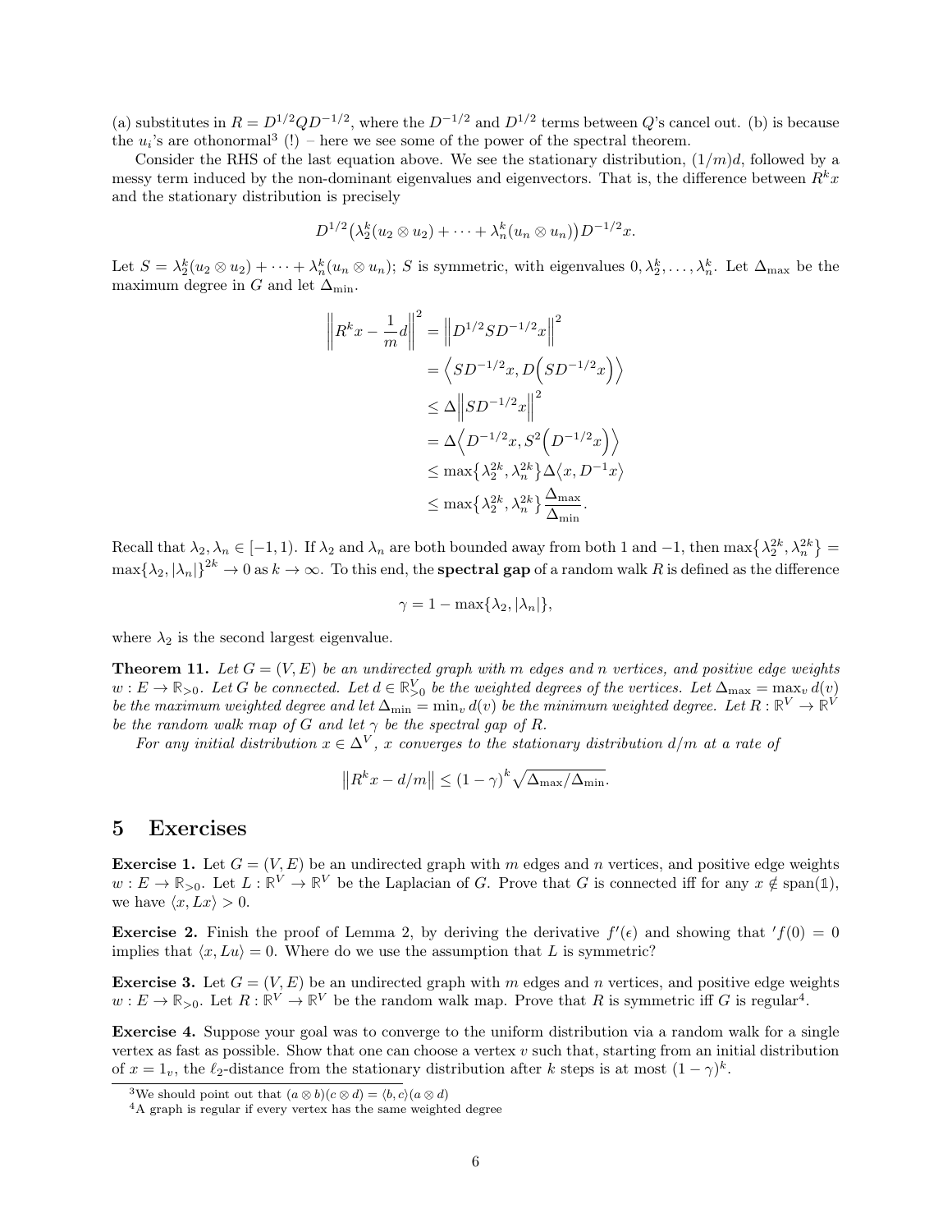(a) substitutes in $R = D^{1/2}QD^{-1/2}$, where the $D^{-1/2}$ and $D^{1/2}$ terms between $Q$'s cancel out. (b) is because the $u_i$'s are othonormal[3] (!) – here we see some of the power of the spectral theorem.

Consider the RHS of the last equation above. We see the stationary distribution, $(1/m)d$, followed by a messy term induced by the non-dominant eigenvalues and eigenvectors. That is, the difference between $R^k x$ and the stationary distribution is precisely

$$D^{1/2}\big(\lambda_2^k(u_2 \otimes u_2) + \cdots + \lambda_n^k(u_n \otimes u_n)\big)D^{-1/2}x.$$

Let $S = \lambda_2^k(u_2 \otimes u_2) + \cdots + \lambda_n^k(u_n \otimes u_n)$; $S$ is symmetric, with eigenvalues $0, \lambda_2^k, \ldots, \lambda_n^k$. Let $\Delta_{\max}$ be the maximum degree in $G$ and let $\Delta_{\min}$.

$$\begin{aligned}
\left\|R^k x - \frac{1}{m}d\right\|^2 &= \left\|D^{1/2}SD^{-1/2}x\right\|^2 \\
&= \left\langle SD^{-1/2}x, D\Big(SD^{-1/2}x\Big)\right\rangle \\
&\leq \Delta\left\|SD^{-1/2}x\right\|^2 \\
&= \Delta\left\langle D^{-1/2}x, S^2\Big(D^{-1/2}x\Big)\right\rangle \\
&\leq \max\big\{\lambda_2^{2k}, \lambda_n^{2k}\big\}\Delta\big\langle x, D^{-1}x\big\rangle \\
&\leq \max\big\{\lambda_2^{2k}, \lambda_n^{2k}\big\}\frac{\Delta_{\max}}{\Delta_{\min}}.
\end{aligned}$$

Recall that $\lambda_2, \lambda_n \in [-1, 1)$. If $\lambda_2$ and $\lambda_n$ are both bounded away from both 1 and $-1$, then $\max\big\{\lambda_2^{2k}, \lambda_n^{2k}\big\} = \max\{\lambda_2, |\lambda_n|\}^{2k} \to 0$ as $k \to \infty$. To this end, the **spectral gap** of a random walk $R$ is defined as the difference

$$\gamma = 1 - \max\{\lambda_2, |\lambda_n|\},$$

where $\lambda_2$ is the second largest eigenvalue.

**Theorem 11.** *Let $G = (V, E)$ be an undirected graph with $m$ edges and $n$ vertices, and positive edge weights $w : E \to \mathbb{R}_{>0}$. Let $G$ be connected. Let $d \in \mathbb{R}^V_{>0}$ be the weighted degrees of the vertices. Let $\Delta_{\max} = \max_v d(v)$ be the maximum weighted degree and let $\Delta_{\min} = \min_v d(v)$ be the minimum weighted degree. Let $R : \mathbb{R}^V \to \mathbb{R}^V$ be the random walk map of $G$ and let $\gamma$ be the spectral gap of $R$.*

*For any initial distribution $x \in \Delta^V$, $x$ converges to the stationary distribution $d/m$ at a rate of*

$$\left\|R^k x - d/m\right\| \leq (1 - \gamma)^k \sqrt{\Delta_{\max}/\Delta_{\min}}.$$

# 5 Exercises

**Exercise 1.** Let $G = (V, E)$ be an undirected graph with $m$ edges and $n$ vertices, and positive edge weights $w : E \to \mathbb{R}_{>0}$. Let $L : \mathbb{R}^V \to \mathbb{R}^V$ be the Laplacian of $G$. Prove that $G$ is connected iff for any $x \notin \text{span}(\mathbb{1})$, we have $\langle x, Lx\rangle > 0$.

**Exercise 2.** Finish the proof of Lemma 2, by deriving the derivative $f'(\epsilon)$ and showing that $'f(0) = 0$ implies that $\langle x, Lu\rangle = 0$. Where do we use the assumption that $L$ is symmetric?

**Exercise 3.** Let $G = (V, E)$ be an undirected graph with $m$ edges and $n$ vertices, and positive edge weights $w : E \to \mathbb{R}_{>0}$. Let $R : \mathbb{R}^V \to \mathbb{R}^V$ be the random walk map. Prove that $R$ is symmetric iff $G$ is regular[4].

**Exercise 4.** Suppose your goal was to converge to the uniform distribution via a random walk for a single vertex as fast as possible. Show that one can choose a vertex $v$ such that, starting from an initial distribution of $x = 1_v$, the $\ell_2$-distance from the stationary distribution after $k$ steps is at most $(1 - \gamma)^k$.

[3] We should point out that $(a \otimes b)(c \otimes d) = \langle b, c\rangle(a \otimes d)$

[4] A graph is regular if every vertex has the same weighted degree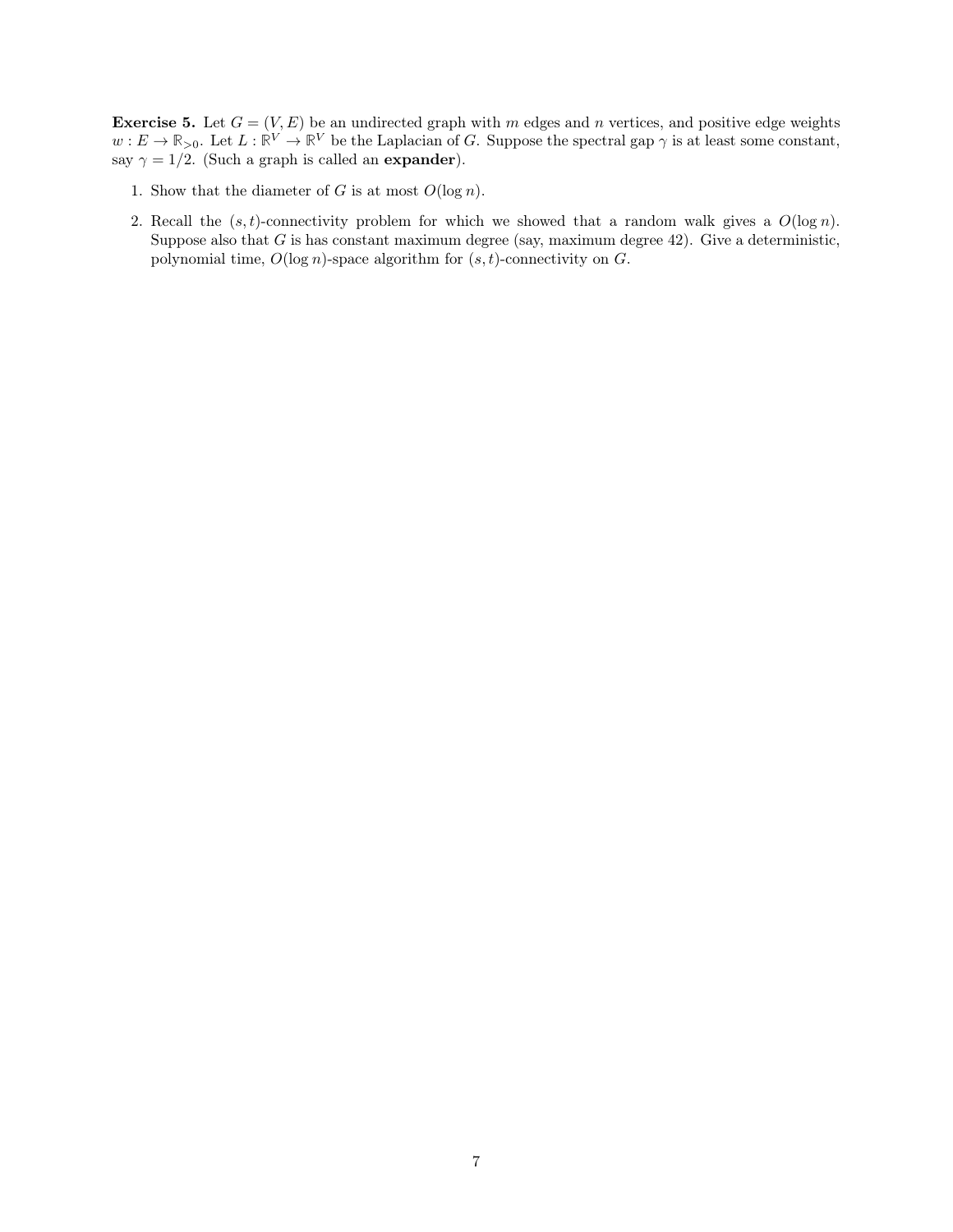**Exercise 5.** Let $G = (V, E)$ be an undirected graph with $m$ edges and $n$ vertices, and positive edge weights $w : E \to \mathbb{R}_{>0}$. Let $L : \mathbb{R}^V \to \mathbb{R}^V$ be the Laplacian of $G$. Suppose the spectral gap $\gamma$ is at least some constant, say $\gamma = 1/2$. (Such a graph is called an **expander**).

1. Show that the diameter of $G$ is at most $O(\log n)$.
2. Recall the $(s,t)$-connectivity problem for which we showed that a random walk gives a $O(\log n)$. Suppose also that $G$ is has constant maximum degree (say, maximum degree 42). Give a deterministic, polynomial time, $O(\log n)$-space algorithm for $(s,t)$-connectivity on $G$.